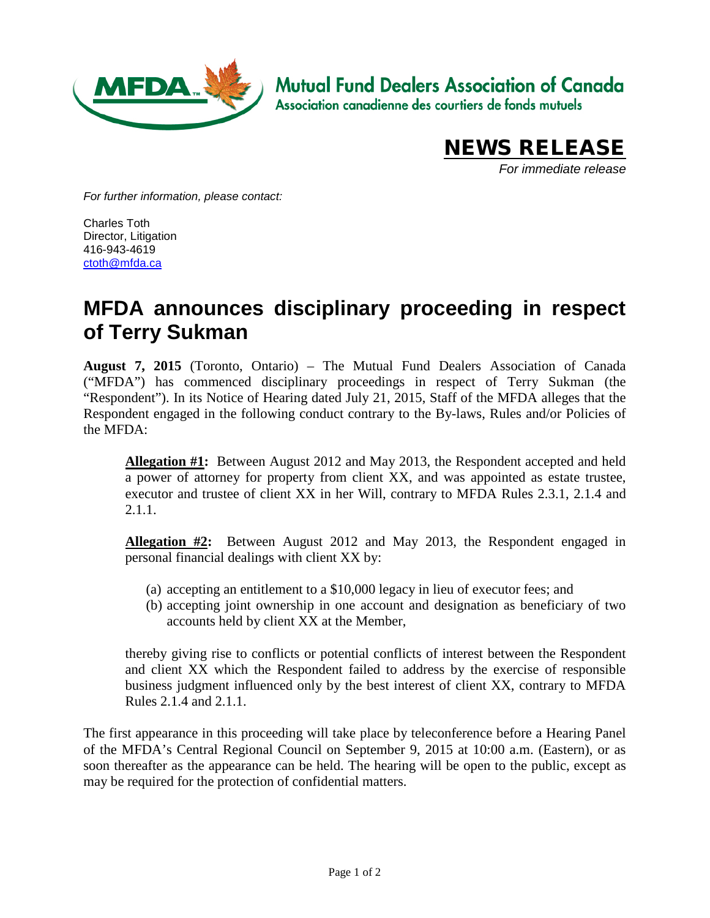Mutual Fund Dealers Association of Canada
Association canadienne des courtiers de fonds mutuels

**NEWS RELEASE**

*For immediate release*

*For further information, please contact:*

Charles Toth
Director, Litigation
416-943-4619
ctoth@mfda.ca

# MFDA announces disciplinary proceeding in respect of Terry Sukman

**August 7, 2015** (Toronto, Ontario) – The Mutual Fund Dealers Association of Canada ("MFDA") has commenced disciplinary proceedings in respect of Terry Sukman (the "Respondent"). In its Notice of Hearing dated July 21, 2015, Staff of the MFDA alleges that the Respondent engaged in the following conduct contrary to the By-laws, Rules and/or Policies of the MFDA:

> **Allegation #1:** Between August 2012 and May 2013, the Respondent accepted and held a power of attorney for property from client XX, and was appointed as estate trustee, executor and trustee of client XX in her Will, contrary to MFDA Rules 2.3.1, 2.1.4 and 2.1.1.
>
> **Allegation #2:** Between August 2012 and May 2013, the Respondent engaged in personal financial dealings with client XX by:
>
> (a) accepting an entitlement to a $10,000 legacy in lieu of executor fees; and
> (b) accepting joint ownership in one account and designation as beneficiary of two accounts held by client XX at the Member,
>
> thereby giving rise to conflicts or potential conflicts of interest between the Respondent and client XX which the Respondent failed to address by the exercise of responsible business judgment influenced only by the best interest of client XX, contrary to MFDA Rules 2.1.4 and 2.1.1.

The first appearance in this proceeding will take place by teleconference before a Hearing Panel of the MFDA's Central Regional Council on September 9, 2015 at 10:00 a.m. (Eastern), or as soon thereafter as the appearance can be held. The hearing will be open to the public, except as may be required for the protection of confidential matters.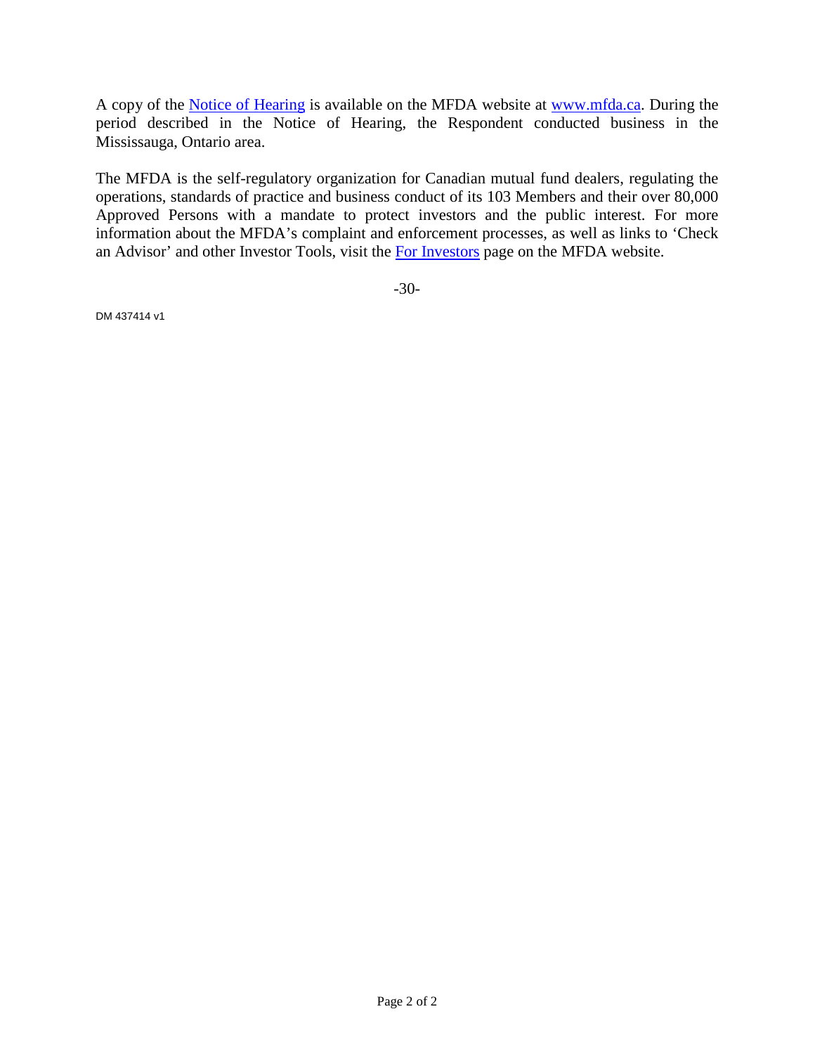A copy of the Notice of Hearing is available on the MFDA website at www.mfda.ca. During the period described in the Notice of Hearing, the Respondent conducted business in the Mississauga, Ontario area.

The MFDA is the self-regulatory organization for Canadian mutual fund dealers, regulating the operations, standards of practice and business conduct of its 103 Members and their over 80,000 Approved Persons with a mandate to protect investors and the public interest. For more information about the MFDA's complaint and enforcement processes, as well as links to 'Check an Advisor' and other Investor Tools, visit the For Investors page on the MFDA website.

-30-

DM 437414 v1